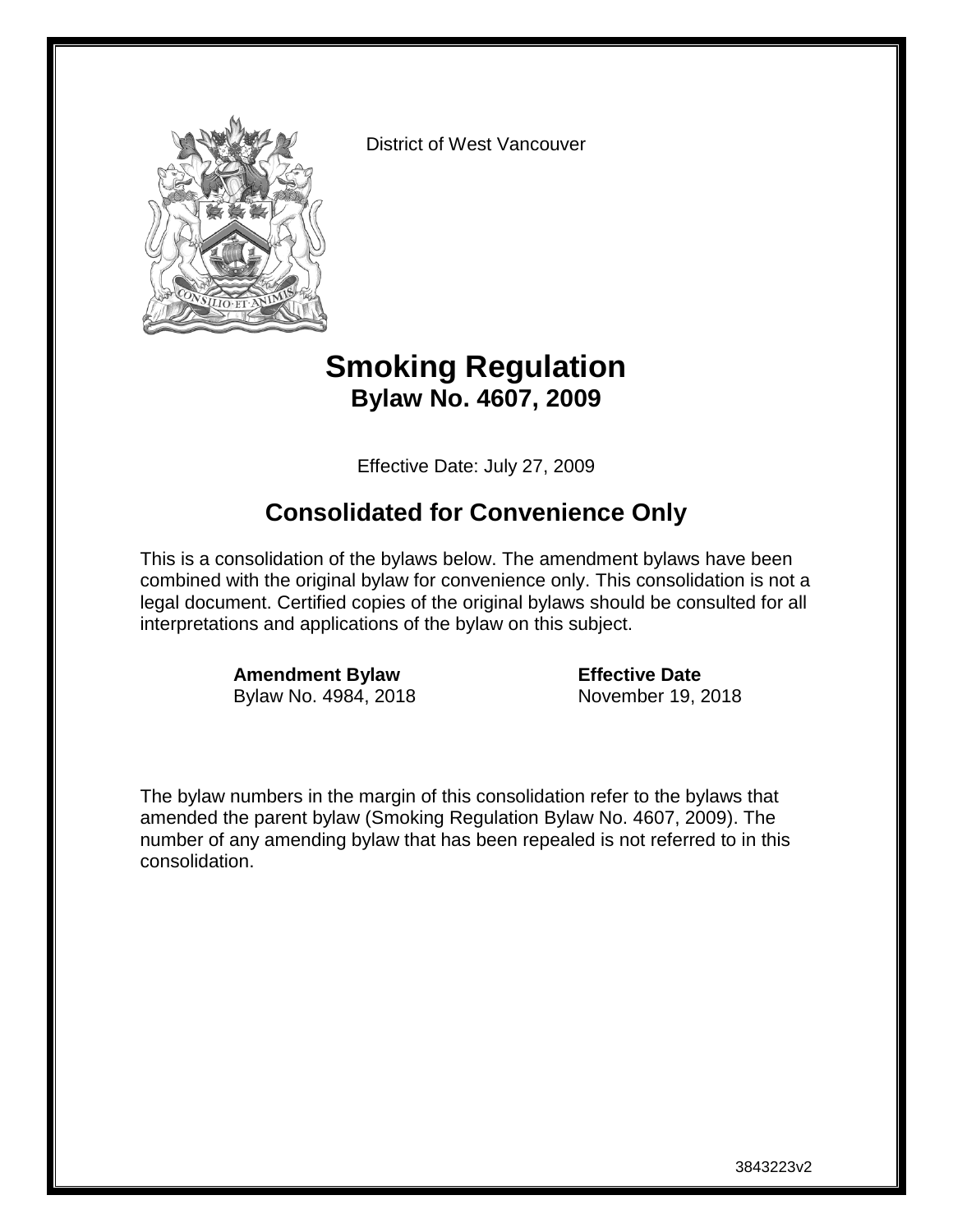District of West Vancouver

# Smoking Regulation
## Bylaw No. 4607, 2009

Effective Date: July 27, 2009

## Consolidated for Convenience Only

This is a consolidation of the bylaws below. The amendment bylaws have been combined with the original bylaw for convenience only. This consolidation is not a legal document. Certified copies of the original bylaws should be consulted for all interpretations and applications of the bylaw on this subject.

| **Amendment Bylaw** | **Effective Date** |
| --- | --- |
| Bylaw No. 4984, 2018 | November 19, 2018 |

The bylaw numbers in the margin of this consolidation refer to the bylaws that amended the parent bylaw (Smoking Regulation Bylaw No. 4607, 2009). The number of any amending bylaw that has been repealed is not referred to in this consolidation.

3843223v2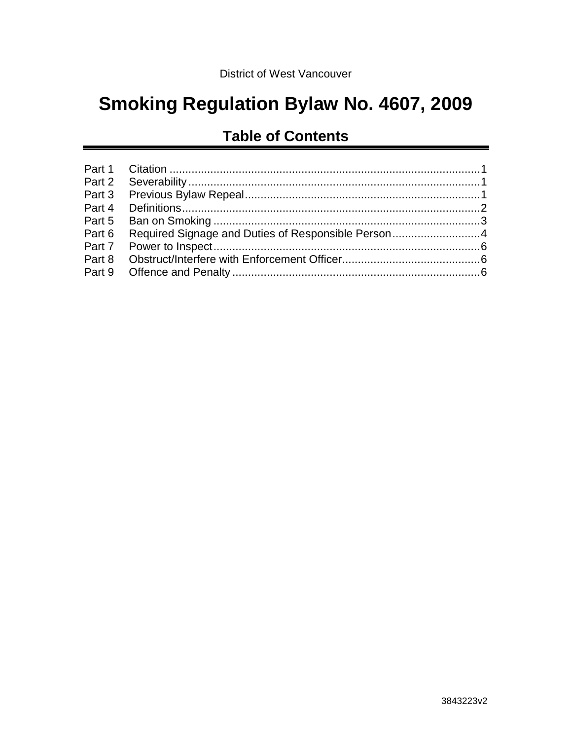District of West Vancouver

# Smoking Regulation Bylaw No. 4607, 2009

## Table of Contents

| | | |
|---|---|---|
| Part 1 | Citation | 1 |
| Part 2 | Severability | 1 |
| Part 3 | Previous Bylaw Repeal | 1 |
| Part 4 | Definitions | 2 |
| Part 5 | Ban on Smoking | 3 |
| Part 6 | Required Signage and Duties of Responsible Person | 4 |
| Part 7 | Power to Inspect | 6 |
| Part 8 | Obstruct/Interfere with Enforcement Officer | 6 |
| Part 9 | Offence and Penalty | 6 |

3843223v2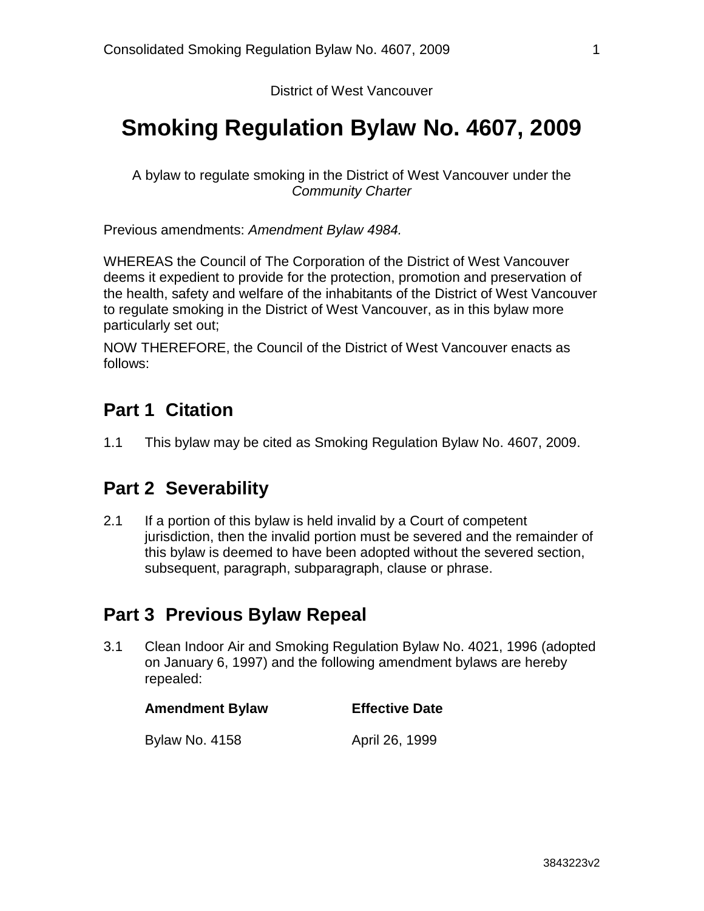District of West Vancouver

# Smoking Regulation Bylaw No. 4607, 2009

A bylaw to regulate smoking in the District of West Vancouver under the *Community Charter*

Previous amendments: *Amendment Bylaw 4984.*

WHEREAS the Council of The Corporation of the District of West Vancouver deems it expedient to provide for the protection, promotion and preservation of the health, safety and welfare of the inhabitants of the District of West Vancouver to regulate smoking in the District of West Vancouver, as in this bylaw more particularly set out;

NOW THEREFORE, the Council of the District of West Vancouver enacts as follows:

## Part 1 Citation

1.1 This bylaw may be cited as Smoking Regulation Bylaw No. 4607, 2009.

## Part 2 Severability

2.1 If a portion of this bylaw is held invalid by a Court of competent jurisdiction, then the invalid portion must be severed and the remainder of this bylaw is deemed to have been adopted without the severed section, subsequent, paragraph, subparagraph, clause or phrase.

## Part 3 Previous Bylaw Repeal

3.1 Clean Indoor Air and Smoking Regulation Bylaw No. 4021, 1996 (adopted on January 6, 1997) and the following amendment bylaws are hereby repealed:

| Amendment Bylaw | Effective Date |
|---|---|
| Bylaw No. 4158 | April 26, 1999 |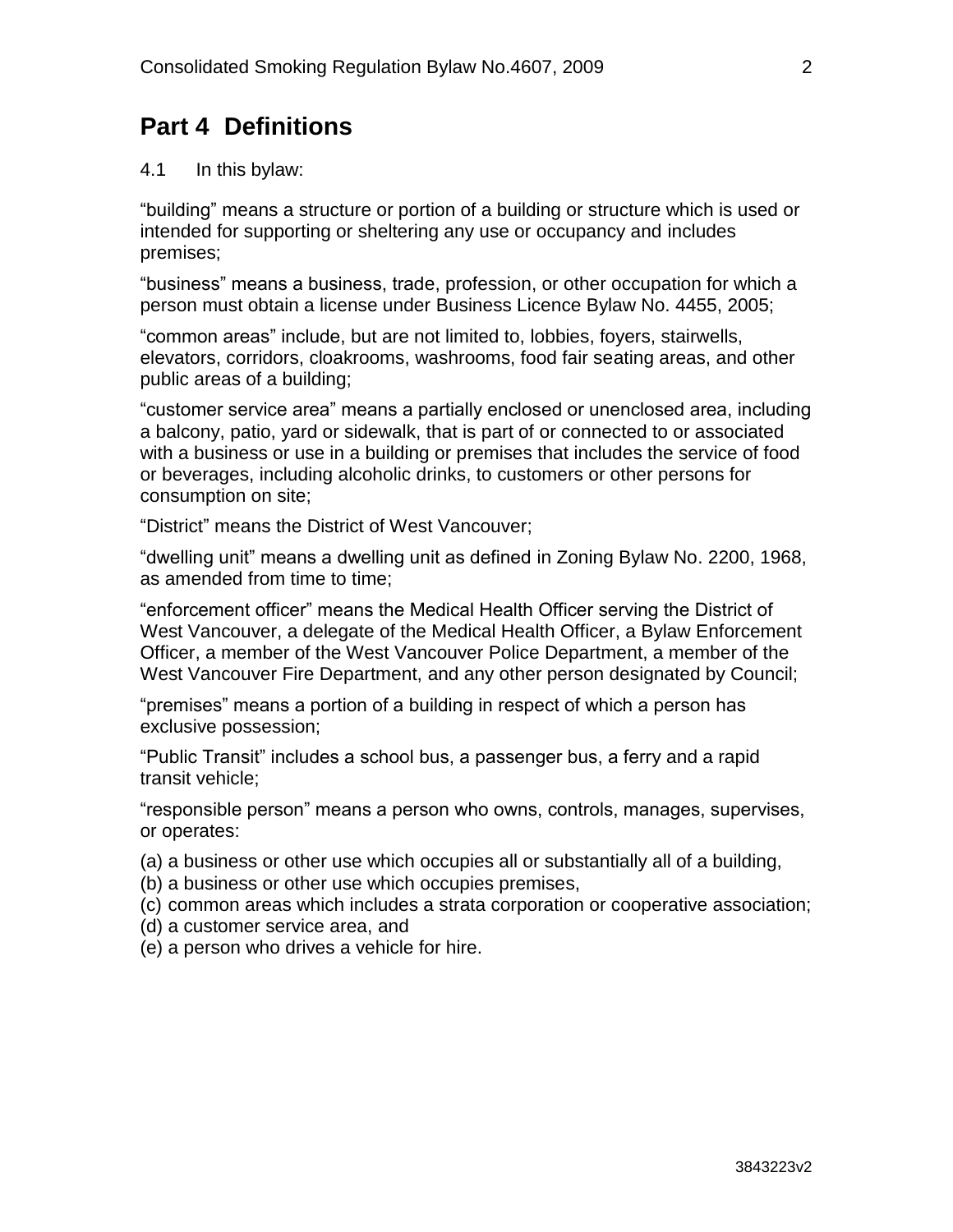## Part 4 Definitions

4.1 In this bylaw:

“building” means a structure or portion of a building or structure which is used or intended for supporting or sheltering any use or occupancy and includes premises;

“business” means a business, trade, profession, or other occupation for which a person must obtain a license under Business Licence Bylaw No. 4455, 2005;

“common areas” include, but are not limited to, lobbies, foyers, stairwells, elevators, corridors, cloakrooms, washrooms, food fair seating areas, and other public areas of a building;

“customer service area” means a partially enclosed or unenclosed area, including a balcony, patio, yard or sidewalk, that is part of or connected to or associated with a business or use in a building or premises that includes the service of food or beverages, including alcoholic drinks, to customers or other persons for consumption on site;

“District” means the District of West Vancouver;

“dwelling unit” means a dwelling unit as defined in Zoning Bylaw No. 2200, 1968, as amended from time to time;

“enforcement officer” means the Medical Health Officer serving the District of West Vancouver, a delegate of the Medical Health Officer, a Bylaw Enforcement Officer, a member of the West Vancouver Police Department, a member of the West Vancouver Fire Department, and any other person designated by Council;

“premises” means a portion of a building in respect of which a person has exclusive possession;

“Public Transit” includes a school bus, a passenger bus, a ferry and a rapid transit vehicle;

“responsible person” means a person who owns, controls, manages, supervises, or operates:

(a) a business or other use which occupies all or substantially all of a building,
(b) a business or other use which occupies premises,
(c) common areas which includes a strata corporation or cooperative association;
(d) a customer service area, and
(e) a person who drives a vehicle for hire.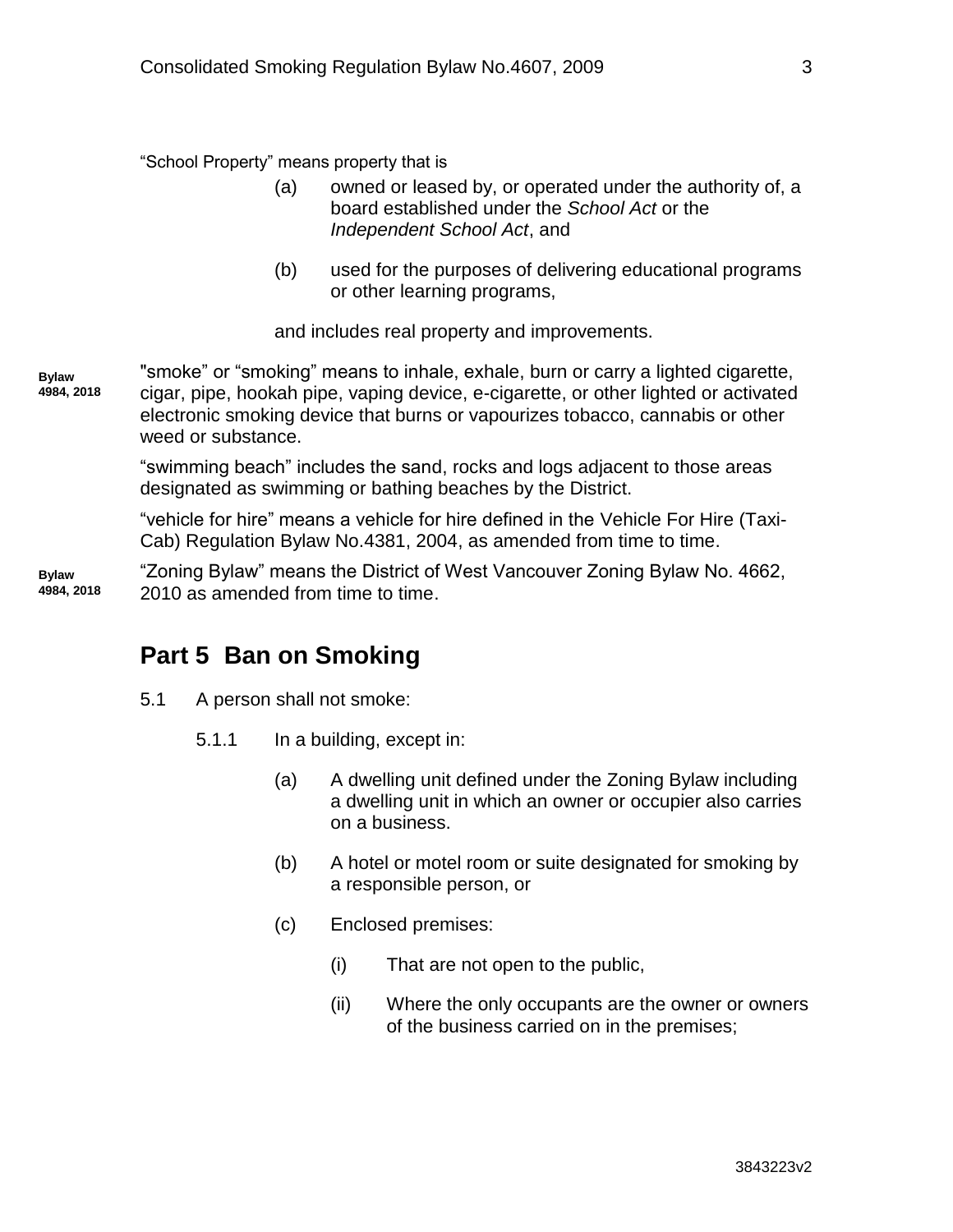"School Property" means property that is

(a) owned or leased by, or operated under the authority of, a board established under the *School Act* or the *Independent School Act*, and

(b) used for the purposes of delivering educational programs or other learning programs,

and includes real property and improvements.

Bylaw 4984, 2018

"smoke" or "smoking" means to inhale, exhale, burn or carry a lighted cigarette, cigar, pipe, hookah pipe, vaping device, e-cigarette, or other lighted or activated electronic smoking device that burns or vapourizes tobacco, cannabis or other weed or substance.

"swimming beach" includes the sand, rocks and logs adjacent to those areas designated as swimming or bathing beaches by the District.

"vehicle for hire" means a vehicle for hire defined in the Vehicle For Hire (Taxi-Cab) Regulation Bylaw No.4381, 2004, as amended from time to time.

Bylaw 4984, 2018

"Zoning Bylaw" means the District of West Vancouver Zoning Bylaw No. 4662, 2010 as amended from time to time.

## Part 5 Ban on Smoking

5.1 A person shall not smoke:

5.1.1 In a building, except in:

(a) A dwelling unit defined under the Zoning Bylaw including a dwelling unit in which an owner or occupier also carries on a business.

(b) A hotel or motel room or suite designated for smoking by a responsible person, or

(c) Enclosed premises:

(i) That are not open to the public,

(ii) Where the only occupants are the owner or owners of the business carried on in the premises;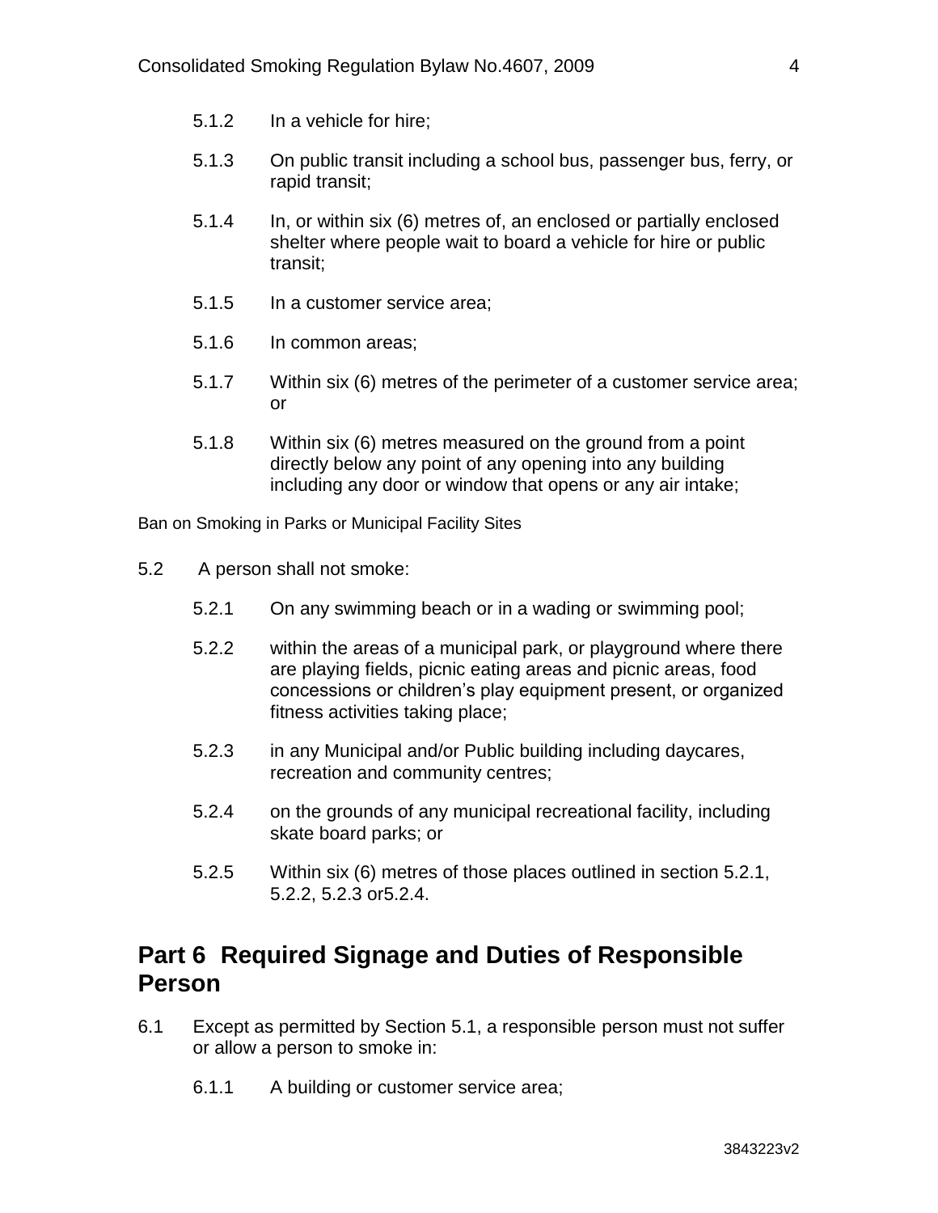5.1.2 In a vehicle for hire;

5.1.3 On public transit including a school bus, passenger bus, ferry, or rapid transit;

5.1.4 In, or within six (6) metres of, an enclosed or partially enclosed shelter where people wait to board a vehicle for hire or public transit;

5.1.5 In a customer service area;

5.1.6 In common areas;

5.1.7 Within six (6) metres of the perimeter of a customer service area; or

5.1.8 Within six (6) metres measured on the ground from a point directly below any point of any opening into any building including any door or window that opens or any air intake;

Ban on Smoking in Parks or Municipal Facility Sites

5.2 A person shall not smoke:

5.2.1 On any swimming beach or in a wading or swimming pool;

5.2.2 within the areas of a municipal park, or playground where there are playing fields, picnic eating areas and picnic areas, food concessions or children's play equipment present, or organized fitness activities taking place;

5.2.3 in any Municipal and/or Public building including daycares, recreation and community centres;

5.2.4 on the grounds of any municipal recreational facility, including skate board parks; or

5.2.5 Within six (6) metres of those places outlined in section 5.2.1, 5.2.2, 5.2.3 or5.2.4.

## Part 6 Required Signage and Duties of Responsible Person

6.1 Except as permitted by Section 5.1, a responsible person must not suffer or allow a person to smoke in:

6.1.1 A building or customer service area;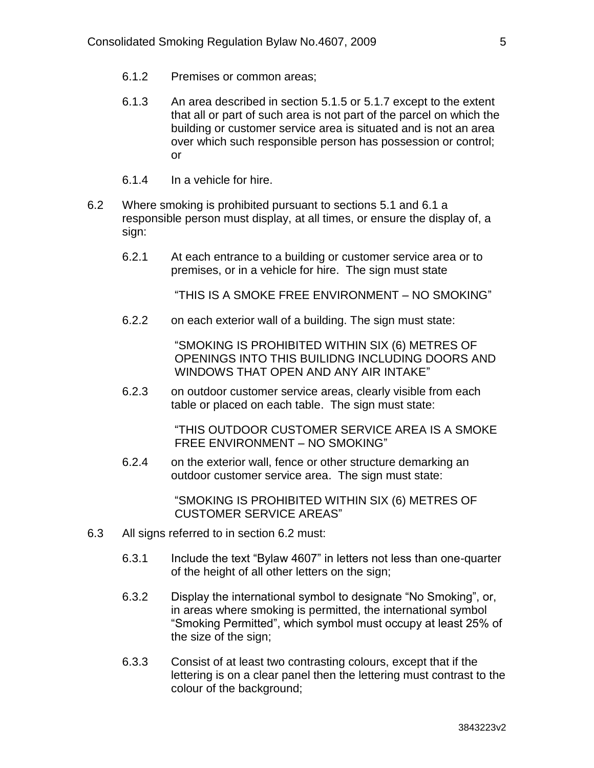6.1.2 Premises or common areas;

6.1.3 An area described in section 5.1.5 or 5.1.7 except to the extent that all or part of such area is not part of the parcel on which the building or customer service area is situated and is not an area over which such responsible person has possession or control; or

6.1.4 In a vehicle for hire.

6.2 Where smoking is prohibited pursuant to sections 5.1 and 6.1 a responsible person must display, at all times, or ensure the display of, a sign:

6.2.1 At each entrance to a building or customer service area or to premises, or in a vehicle for hire. The sign must state

"THIS IS A SMOKE FREE ENVIRONMENT – NO SMOKING"

6.2.2 on each exterior wall of a building. The sign must state:

"SMOKING IS PROHIBITED WITHIN SIX (6) METRES OF OPENINGS INTO THIS BUILIDNG INCLUDING DOORS AND WINDOWS THAT OPEN AND ANY AIR INTAKE"

6.2.3 on outdoor customer service areas, clearly visible from each table or placed on each table. The sign must state:

"THIS OUTDOOR CUSTOMER SERVICE AREA IS A SMOKE FREE ENVIRONMENT – NO SMOKING"

6.2.4 on the exterior wall, fence or other structure demarking an outdoor customer service area. The sign must state:

"SMOKING IS PROHIBITED WITHIN SIX (6) METRES OF CUSTOMER SERVICE AREAS"

6.3 All signs referred to in section 6.2 must:

6.3.1 Include the text "Bylaw 4607" in letters not less than one-quarter of the height of all other letters on the sign;

6.3.2 Display the international symbol to designate "No Smoking", or, in areas where smoking is permitted, the international symbol "Smoking Permitted", which symbol must occupy at least 25% of the size of the sign;

6.3.3 Consist of at least two contrasting colours, except that if the lettering is on a clear panel then the lettering must contrast to the colour of the background;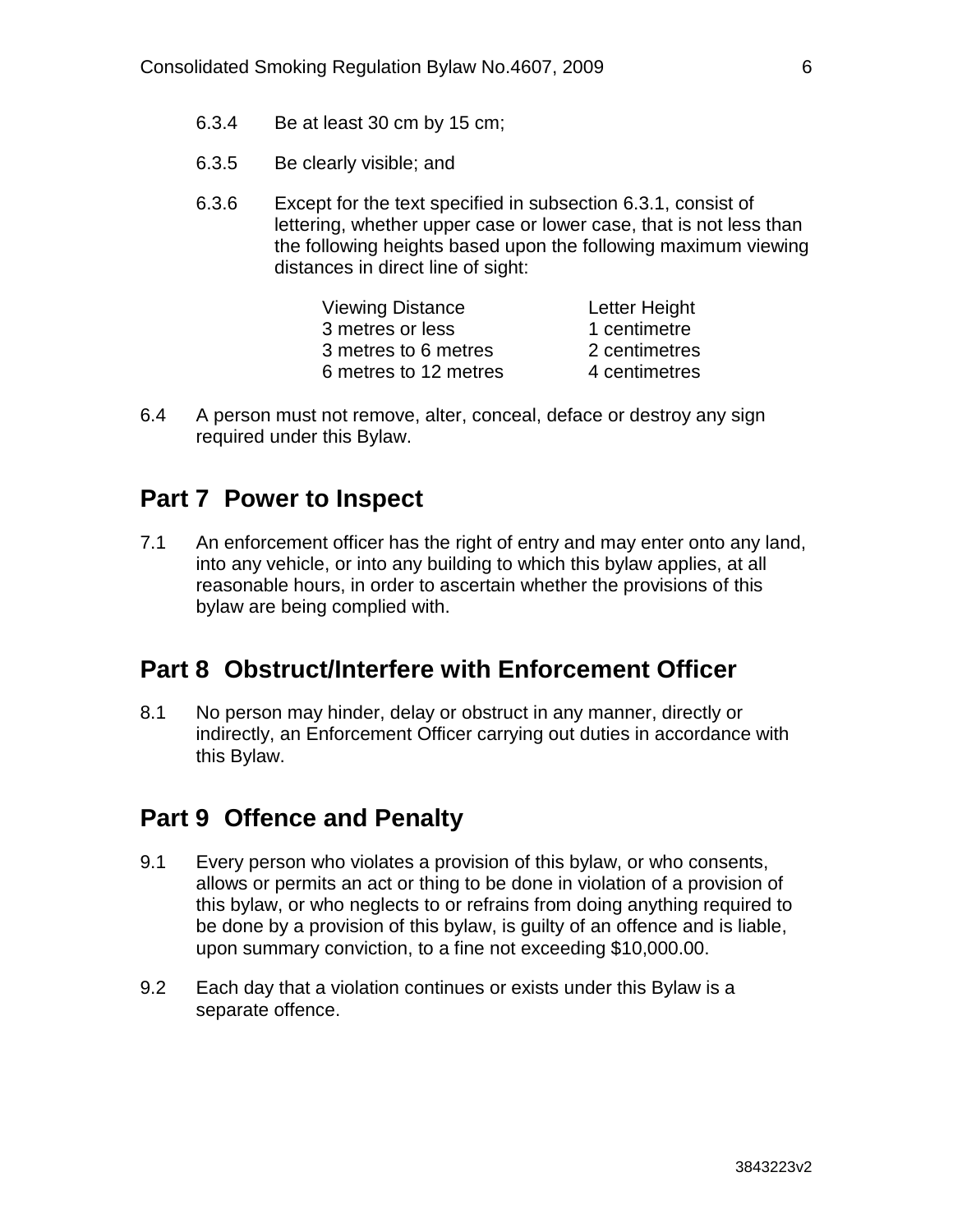6.3.4 Be at least 30 cm by 15 cm;

6.3.5 Be clearly visible; and

6.3.6 Except for the text specified in subsection 6.3.1, consist of lettering, whether upper case or lower case, that is not less than the following heights based upon the following maximum viewing distances in direct line of sight:

| Viewing Distance | Letter Height |
|---|---|
| 3 metres or less | 1 centimetre |
| 3 metres to 6 metres | 2 centimetres |
| 6 metres to 12 metres | 4 centimetres |

6.4 A person must not remove, alter, conceal, deface or destroy any sign required under this Bylaw.

## Part 7 Power to Inspect

7.1 An enforcement officer has the right of entry and may enter onto any land, into any vehicle, or into any building to which this bylaw applies, at all reasonable hours, in order to ascertain whether the provisions of this bylaw are being complied with.

## Part 8 Obstruct/Interfere with Enforcement Officer

8.1 No person may hinder, delay or obstruct in any manner, directly or indirectly, an Enforcement Officer carrying out duties in accordance with this Bylaw.

## Part 9 Offence and Penalty

9.1 Every person who violates a provision of this bylaw, or who consents, allows or permits an act or thing to be done in violation of a provision of this bylaw, or who neglects to or refrains from doing anything required to be done by a provision of this bylaw, is guilty of an offence and is liable, upon summary conviction, to a fine not exceeding $10,000.00.

9.2 Each day that a violation continues or exists under this Bylaw is a separate offence.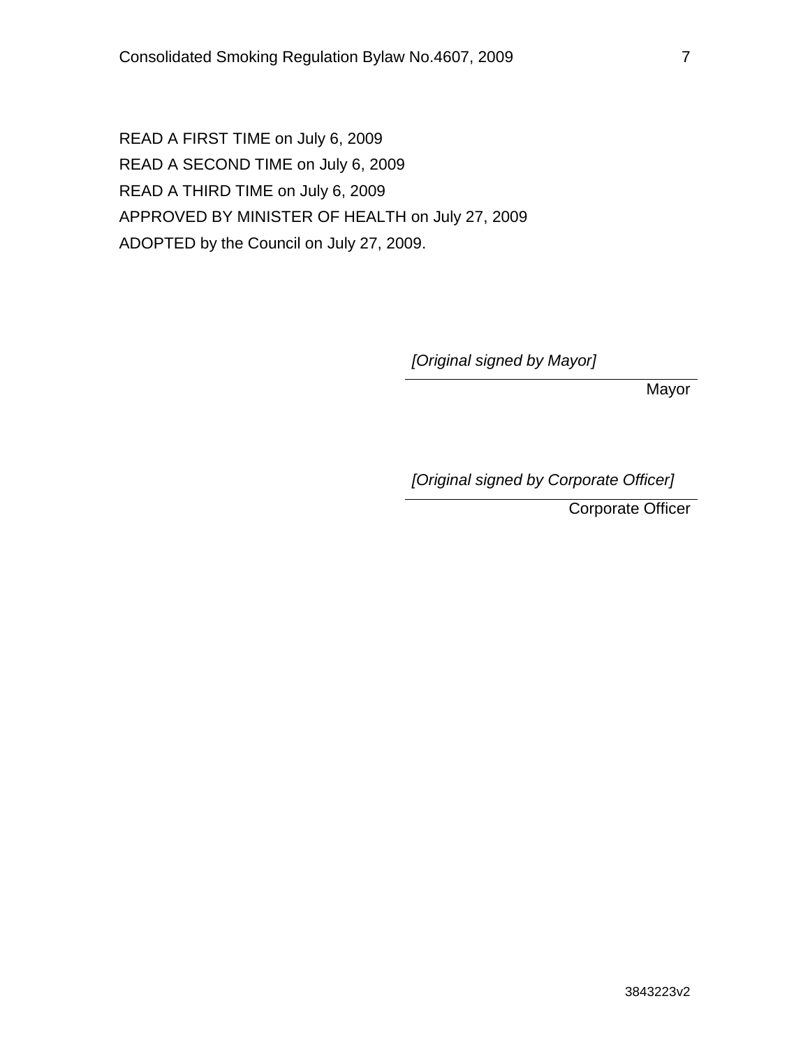READ A FIRST TIME on July 6, 2009
READ A SECOND TIME on July 6, 2009
READ A THIRD TIME on July 6, 2009
APPROVED BY MINISTER OF HEALTH on July 27, 2009
ADOPTED by the Council on July 27, 2009.

*[Original signed by Mayor]*

Mayor

*[Original signed by Corporate Officer]*

Corporate Officer

3843223v2